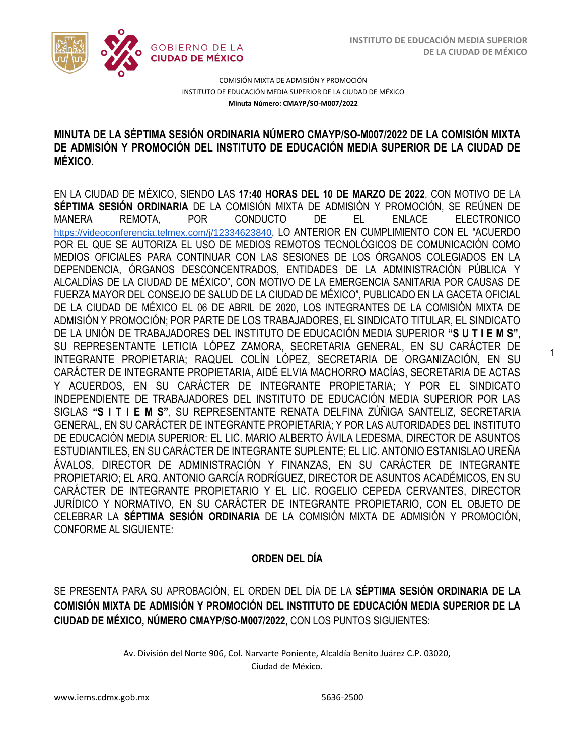COMISIÓN MIXTA DE ADMISIÓN Y PROMOCIÓN
INSTITUTO DE EDUCACIÓN MEDIA SUPERIOR DE LA CIUDAD DE MÉXICO
**Minuta Número: CMAYP/SO-M007/2022**

# MINUTA DE LA SÉPTIMA SESIÓN ORDINARIA NÚMERO CMAYP/SO-M007/2022 DE LA COMISIÓN MIXTA DE ADMISIÓN Y PROMOCIÓN DEL INSTITUTO DE EDUCACIÓN MEDIA SUPERIOR DE LA CIUDAD DE MÉXICO.

EN LA CIUDAD DE MÉXICO, SIENDO LAS **17:40 HORAS DEL 10 DE MARZO DE 2022**, CON MOTIVO DE LA **SÉPTIMA SESIÓN ORDINARIA** DE LA COMISIÓN MIXTA DE ADMISIÓN Y PROMOCIÓN, SE REÚNEN DE MANERA REMOTA, POR CONDUCTO DE EL ENLACE ELECTRONICO https://videoconferencia.telmex.com/j/12334623840, LO ANTERIOR EN CUMPLIMIENTO CON EL "ACUERDO POR EL QUE SE AUTORIZA EL USO DE MEDIOS REMOTOS TECNOLÓGICOS DE COMUNICACIÓN COMO MEDIOS OFICIALES PARA CONTINUAR CON LAS SESIONES DE LOS ÓRGANOS COLEGIADOS EN LA DEPENDENCIA, ÓRGANOS DESCONCENTRADOS, ENTIDADES DE LA ADMINISTRACIÓN PÚBLICA Y ALCALDÍAS DE LA CIUDAD DE MÉXICO", CON MOTIVO DE LA EMERGENCIA SANITARIA POR CAUSAS DE FUERZA MAYOR DEL CONSEJO DE SALUD DE LA CIUDAD DE MÉXICO", PUBLICADO EN LA GACETA OFICIAL DE LA CIUDAD DE MÉXICO EL 06 DE ABRIL DE 2020, LOS INTEGRANTES DE LA COMISIÓN MIXTA DE ADMISIÓN Y PROMOCIÓN; POR PARTE DE LOS TRABAJADORES, EL SINDICATO TITULAR, EL SINDICATO DE LA UNIÓN DE TRABAJADORES DEL INSTITUTO DE EDUCACIÓN MEDIA SUPERIOR **"S U T I E M S"**, SU REPRESENTANTE LETICIA LÓPEZ ZAMORA, SECRETARIA GENERAL, EN SU CARÁCTER DE INTEGRANTE PROPIETARIA; RAQUEL COLÍN LÓPEZ, SECRETARIA DE ORGANIZACIÓN, EN SU CARÁCTER DE INTEGRANTE PROPIETARIA, AIDÉ ELVIA MACHORRO MACÍAS, SECRETARIA DE ACTAS Y ACUERDOS, EN SU CARÁCTER DE INTEGRANTE PROPIETARIA; Y POR EL SINDICATO INDEPENDIENTE DE TRABAJADORES DEL INSTITUTO DE EDUCACIÓN MEDIA SUPERIOR POR LAS SIGLAS **"S I T I E M S"**, SU REPRESENTANTE RENATA DELFINA ZÚÑIGA SANTELIZ, SECRETARIA GENERAL, EN SU CARÁCTER DE INTEGRANTE PROPIETARIA; Y POR LAS AUTORIDADES DEL INSTITUTO DE EDUCACIÓN MEDIA SUPERIOR: EL LIC. MARIO ALBERTO ÁVILA LEDESMA, DIRECTOR DE ASUNTOS ESTUDIANTILES, EN SU CARÁCTER DE INTEGRANTE SUPLENTE; EL LIC. ANTONIO ESTANISLAO UREÑA ÁVALOS, DIRECTOR DE ADMINISTRACIÓN Y FINANZAS, EN SU CARÁCTER DE INTEGRANTE PROPIETARIO; EL ARQ. ANTONIO GARCÍA RODRÍGUEZ, DIRECTOR DE ASUNTOS ACADÉMICOS, EN SU CARÁCTER DE INTEGRANTE PROPIETARIO Y EL LIC. ROGELIO CEPEDA CERVANTES, DIRECTOR JURÍDICO Y NORMATIVO, EN SU CARÁCTER DE INTEGRANTE PROPIETARIO, CON EL OBJETO DE CELEBRAR LA **SÉPTIMA SESIÓN ORDINARIA** DE LA COMISIÓN MIXTA DE ADMISIÓN Y PROMOCIÓN, CONFORME AL SIGUIENTE:

## ORDEN DEL DÍA

SE PRESENTA PARA SU APROBACIÓN, EL ORDEN DEL DÍA DE LA **SÉPTIMA SESIÓN ORDINARIA DE LA COMISIÓN MIXTA DE ADMISIÓN Y PROMOCIÓN DEL INSTITUTO DE EDUCACIÓN MEDIA SUPERIOR DE LA CIUDAD DE MÉXICO, NÚMERO CMAYP/SO-M007/2022,** CON LOS PUNTOS SIGUIENTES: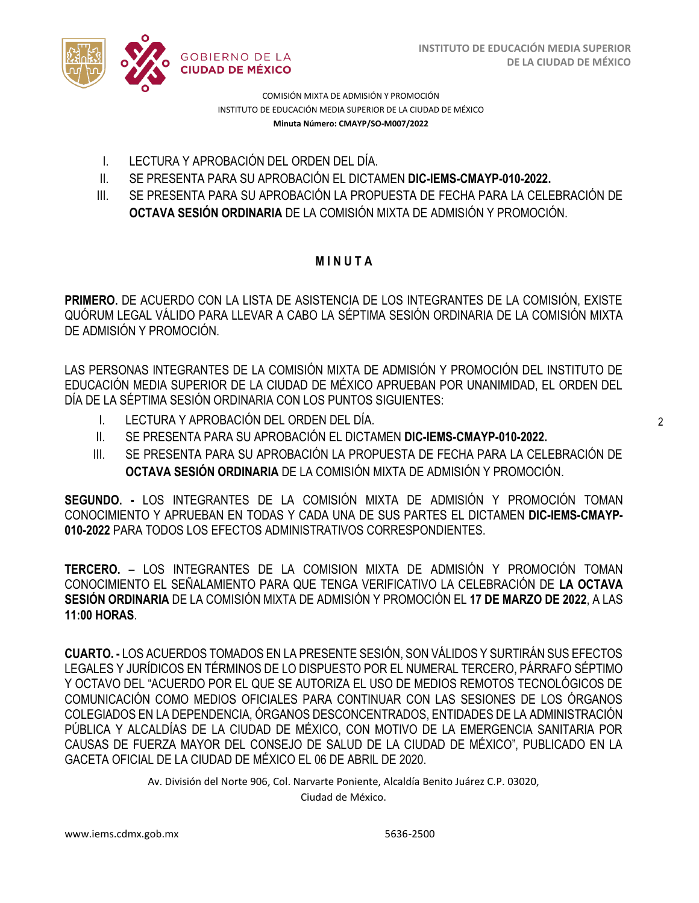COMISIÓN MIXTA DE ADMISIÓN Y PROMOCIÓN
INSTITUTO DE EDUCACIÓN MEDIA SUPERIOR DE LA CIUDAD DE MÉXICO
**Minuta Número: CMAYP/SO-M007/2022**

I. LECTURA Y APROBACIÓN DEL ORDEN DEL DÍA.
II. SE PRESENTA PARA SU APROBACIÓN EL DICTAMEN **DIC-IEMS-CMAYP-010-2022.**
III. SE PRESENTA PARA SU APROBACIÓN LA PROPUESTA DE FECHA PARA LA CELEBRACIÓN DE **OCTAVA SESIÓN ORDINARIA** DE LA COMISIÓN MIXTA DE ADMISIÓN Y PROMOCIÓN.

## M I N U T A

**PRIMERO.** DE ACUERDO CON LA LISTA DE ASISTENCIA DE LOS INTEGRANTES DE LA COMISIÓN, EXISTE QUÓRUM LEGAL VÁLIDO PARA LLEVAR A CABO LA SÉPTIMA SESIÓN ORDINARIA DE LA COMISIÓN MIXTA DE ADMISIÓN Y PROMOCIÓN.

LAS PERSONAS INTEGRANTES DE LA COMISIÓN MIXTA DE ADMISIÓN Y PROMOCIÓN DEL INSTITUTO DE EDUCACIÓN MEDIA SUPERIOR DE LA CIUDAD DE MÉXICO APRUEBAN POR UNANIMIDAD, EL ORDEN DEL DÍA DE LA SÉPTIMA SESIÓN ORDINARIA CON LOS PUNTOS SIGUIENTES:

I. LECTURA Y APROBACIÓN DEL ORDEN DEL DÍA.
II. SE PRESENTA PARA SU APROBACIÓN EL DICTAMEN **DIC-IEMS-CMAYP-010-2022.**
III. SE PRESENTA PARA SU APROBACIÓN LA PROPUESTA DE FECHA PARA LA CELEBRACIÓN DE **OCTAVA SESIÓN ORDINARIA** DE LA COMISIÓN MIXTA DE ADMISIÓN Y PROMOCIÓN.

**SEGUNDO. -** LOS INTEGRANTES DE LA COMISIÓN MIXTA DE ADMISIÓN Y PROMOCIÓN TOMAN CONOCIMIENTO Y APRUEBAN EN TODAS Y CADA UNA DE SUS PARTES EL DICTAMEN **DIC-IEMS-CMAYP-010-2022** PARA TODOS LOS EFECTOS ADMINISTRATIVOS CORRESPONDIENTES.

**TERCERO.** – LOS INTEGRANTES DE LA COMISION MIXTA DE ADMISIÓN Y PROMOCIÓN TOMAN CONOCIMIENTO EL SEÑALAMIENTO PARA QUE TENGA VERIFICATIVO LA CELEBRACIÓN DE **LA OCTAVA SESIÓN ORDINARIA** DE LA COMISIÓN MIXTA DE ADMISIÓN Y PROMOCIÓN EL **17 DE MARZO DE 2022**, A LAS **11:00 HORAS**.

**CUARTO. -** LOS ACUERDOS TOMADOS EN LA PRESENTE SESIÓN, SON VÁLIDOS Y SURTIRÁN SUS EFECTOS LEGALES Y JURÍDICOS EN TÉRMINOS DE LO DISPUESTO POR EL NUMERAL TERCERO, PÁRRAFO SÉPTIMO Y OCTAVO DEL "ACUERDO POR EL QUE SE AUTORIZA EL USO DE MEDIOS REMOTOS TECNOLÓGICOS DE COMUNICACIÓN COMO MEDIOS OFICIALES PARA CONTINUAR CON LAS SESIONES DE LOS ÓRGANOS COLEGIADOS EN LA DEPENDENCIA, ÓRGANOS DESCONCENTRADOS, ENTIDADES DE LA ADMINISTRACIÓN PÚBLICA Y ALCALDÍAS DE LA CIUDAD DE MÉXICO, CON MOTIVO DE LA EMERGENCIA SANITARIA POR CAUSAS DE FUERZA MAYOR DEL CONSEJO DE SALUD DE LA CIUDAD DE MÉXICO", PUBLICADO EN LA GACETA OFICIAL DE LA CIUDAD DE MÉXICO EL 06 DE ABRIL DE 2020.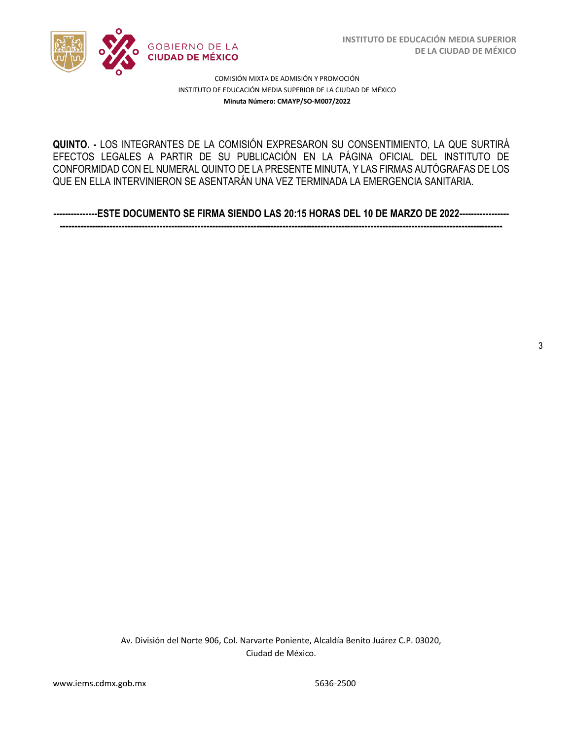COMISIÓN MIXTA DE ADMISIÓN Y PROMOCIÓN
INSTITUTO DE EDUCACIÓN MEDIA SUPERIOR DE LA CIUDAD DE MÉXICO
**Minuta Número: CMAYP/SO-M007/2022**

**QUINTO. -** LOS INTEGRANTES DE LA COMISIÓN EXPRESARON SU CONSENTIMIENTO, LA QUE SURTIRÁ EFECTOS LEGALES A PARTIR DE SU PUBLICACIÓN EN LA PÁGINA OFICIAL DEL INSTITUTO DE CONFORMIDAD CON EL NUMERAL QUINTO DE LA PRESENTE MINUTA, Y LAS FIRMAS AUTÓGRAFAS DE LOS QUE EN ELLA INTERVINIERON SE ASENTARÁN UNA VEZ TERMINADA LA EMERGENCIA SANITARIA.

**---------------ESTE DOCUMENTO SE FIRMA SIENDO LAS 20:15 HORAS DEL 10 DE MARZO DE 2022-----------------**
**------------------------------------------------------------------------------------------------------------------------------------------------**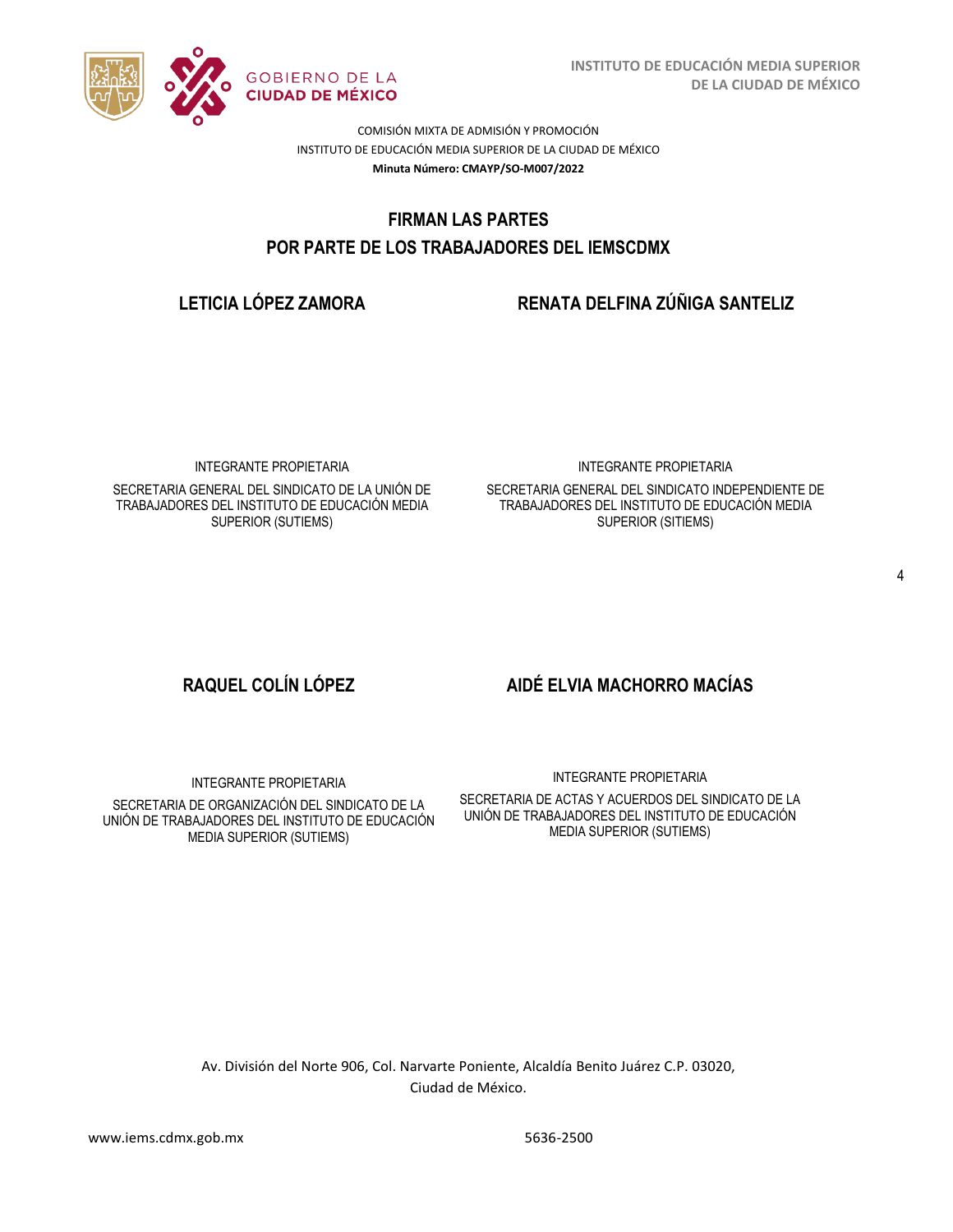COMISIÓN MIXTA DE ADMISIÓN Y PROMOCIÓN
INSTITUTO DE EDUCACIÓN MEDIA SUPERIOR DE LA CIUDAD DE MÉXICO
**Minuta Número: CMAYP/SO-M007/2022**

## FIRMAN LAS PARTES
## POR PARTE DE LOS TRABAJADORES DEL IEMSCDMX

**LETICIA LÓPEZ ZAMORA**

INTEGRANTE PROPIETARIA

SECRETARIA GENERAL DEL SINDICATO DE LA UNIÓN DE TRABAJADORES DEL INSTITUTO DE EDUCACIÓN MEDIA SUPERIOR (SUTIEMS)

**RENATA DELFINA ZÚÑIGA SANTELIZ**

INTEGRANTE PROPIETARIA

SECRETARIA GENERAL DEL SINDICATO INDEPENDIENTE DE TRABAJADORES DEL INSTITUTO DE EDUCACIÓN MEDIA SUPERIOR (SITIEMS)

**RAQUEL COLÍN LÓPEZ**

INTEGRANTE PROPIETARIA

SECRETARIA DE ORGANIZACIÓN DEL SINDICATO DE LA UNIÓN DE TRABAJADORES DEL INSTITUTO DE EDUCACIÓN MEDIA SUPERIOR (SUTIEMS)

**AIDÉ ELVIA MACHORRO MACÍAS**

INTEGRANTE PROPIETARIA

SECRETARIA DE ACTAS Y ACUERDOS DEL SINDICATO DE LA UNIÓN DE TRABAJADORES DEL INSTITUTO DE EDUCACIÓN MEDIA SUPERIOR (SUTIEMS)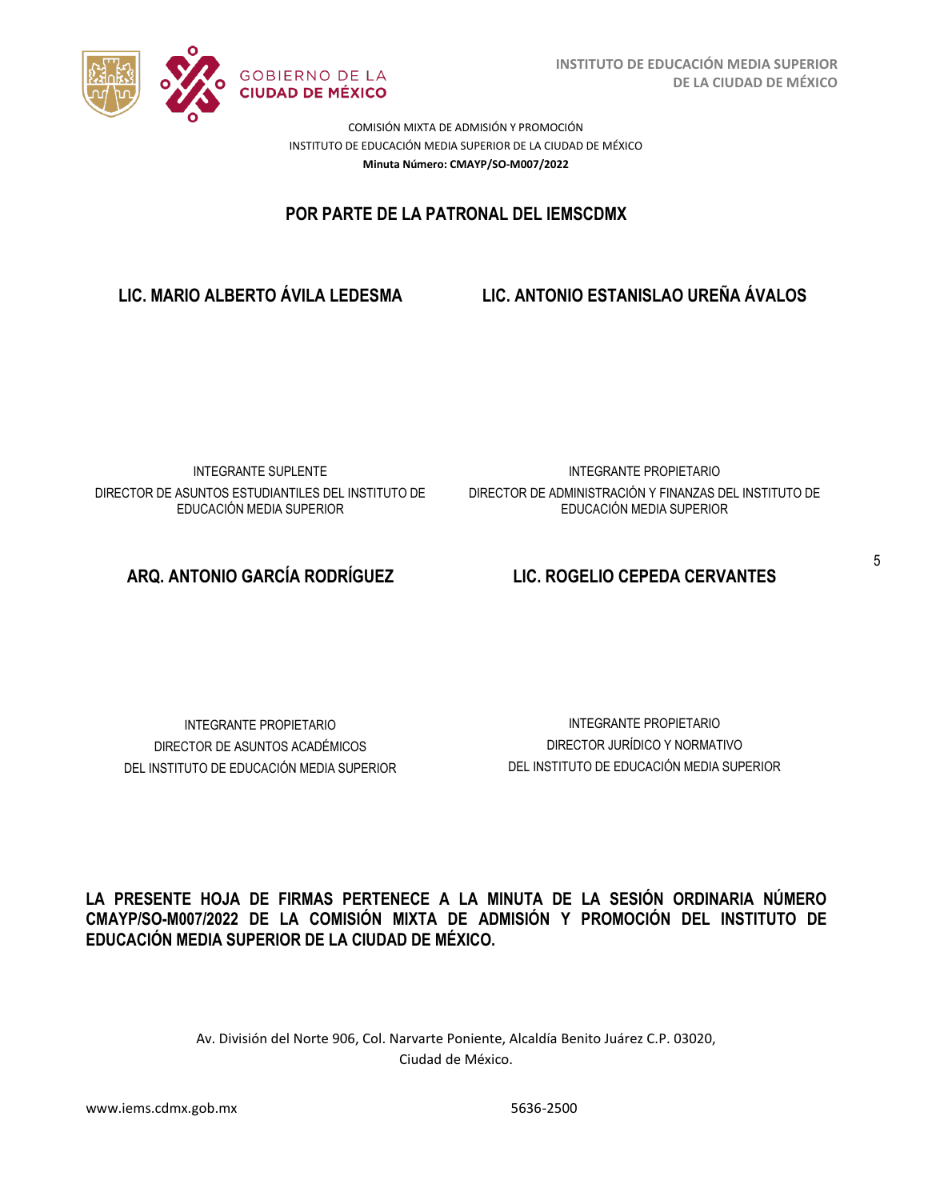COMISIÓN MIXTA DE ADMISIÓN Y PROMOCIÓN
INSTITUTO DE EDUCACIÓN MEDIA SUPERIOR DE LA CIUDAD DE MÉXICO
**Minuta Número: CMAYP/SO-M007/2022**

## POR PARTE DE LA PATRONAL DEL IEMSCDMX

**LIC. MARIO ALBERTO ÁVILA LEDESMA**

INTEGRANTE SUPLENTE
DIRECTOR DE ASUNTOS ESTUDIANTILES DEL INSTITUTO DE EDUCACIÓN MEDIA SUPERIOR

**LIC. ANTONIO ESTANISLAO UREÑA ÁVALOS**

INTEGRANTE PROPIETARIO
DIRECTOR DE ADMINISTRACIÓN Y FINANZAS DEL INSTITUTO DE EDUCACIÓN MEDIA SUPERIOR

**ARQ. ANTONIO GARCÍA RODRÍGUEZ**

INTEGRANTE PROPIETARIO
DIRECTOR DE ASUNTOS ACADÉMICOS
DEL INSTITUTO DE EDUCACIÓN MEDIA SUPERIOR

**LIC. ROGELIO CEPEDA CERVANTES**

INTEGRANTE PROPIETARIO
DIRECTOR JURÍDICO Y NORMATIVO
DEL INSTITUTO DE EDUCACIÓN MEDIA SUPERIOR

**LA PRESENTE HOJA DE FIRMAS PERTENECE A LA MINUTA DE LA SESIÓN ORDINARIA NÚMERO CMAYP/SO-M007/2022 DE LA COMISIÓN MIXTA DE ADMISIÓN Y PROMOCIÓN DEL INSTITUTO DE EDUCACIÓN MEDIA SUPERIOR DE LA CIUDAD DE MÉXICO.**